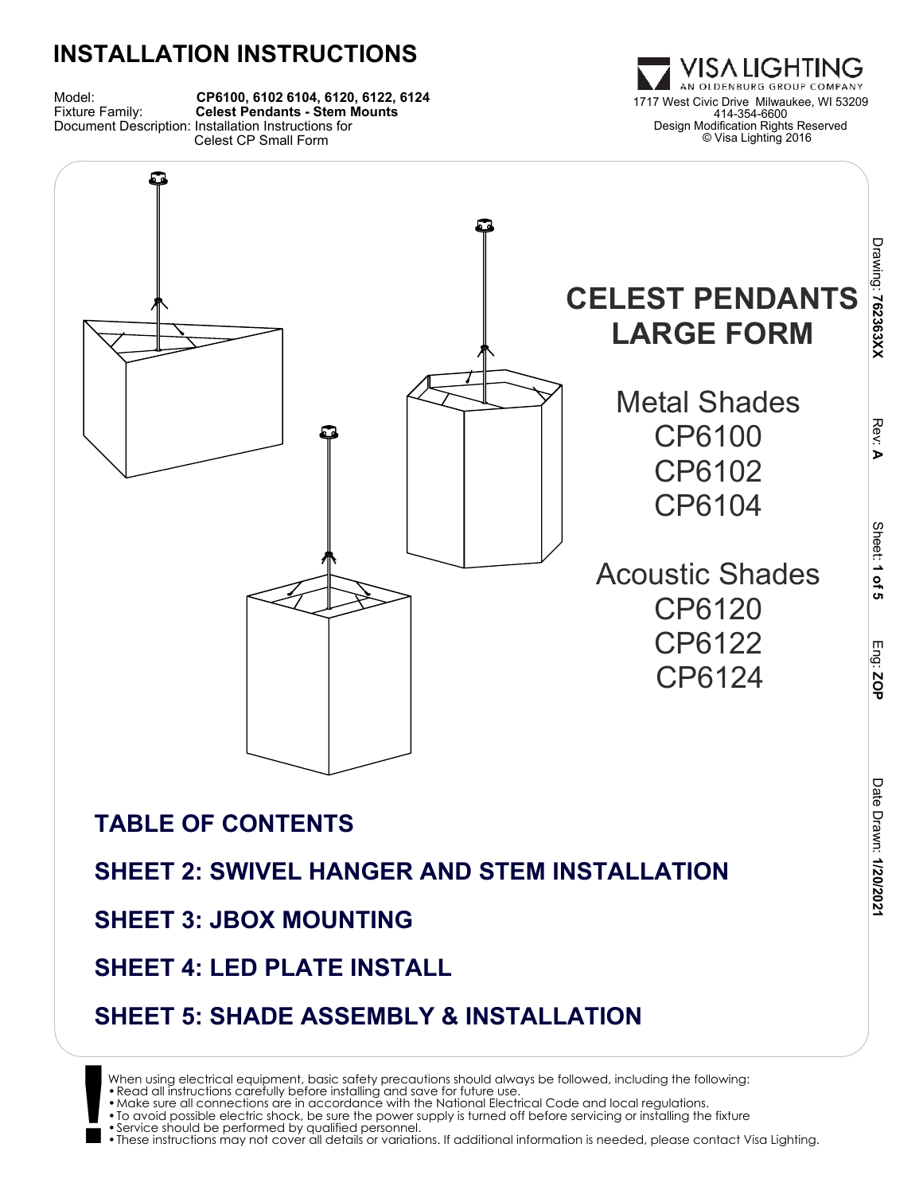# INSTALLATION INSTRUCTIONS

Model: **CP6100, 6102 6104, 6120, 6122, 6124**
Fixture Family: **Celest Pendants - Stem Mounts**
Document Description: Installation Instructions for Celest CP Small Form

VISA LIGHTING
AN OLDENBURG GROUP COMPANY
1717 West Civic Drive Milwaukee, WI 53209
414-354-6600
Design Modification Rights Reserved
© Visa Lighting 2016

Drawing: **76236 3XX** Rev: **A** Sheet: **1 of 5** Eng: **ZOP** Date Drawn: **1/20/2021**

## CELEST PENDANTS LARGE FORM

Metal Shades
CP6100
CP6102
CP6104

Acoustic Shades
CP6120
CP6122
CP6124

## TABLE OF CONTENTS

**SHEET 2: SWIVEL HANGER AND STEM INSTALLATION**

**SHEET 3: JBOX MOUNTING**

**SHEET 4: LED PLATE INSTALL**

**SHEET 5: SHADE ASSEMBLY & INSTALLATION**

When using electrical equipment, basic safety precautions should always be followed, including the following:
- Read all instructions carefully before installing and save for future use.
- Make sure all connections are in accordance with the National Electrical Code and local regulations.
- To avoid possible electric shock, be sure the power supply is turned off before servicing or installing the fixture
- Service should be performed by qualified personnel.
- These instructions may not cover all details or variations. If additional information is needed, please contact Visa Lighting.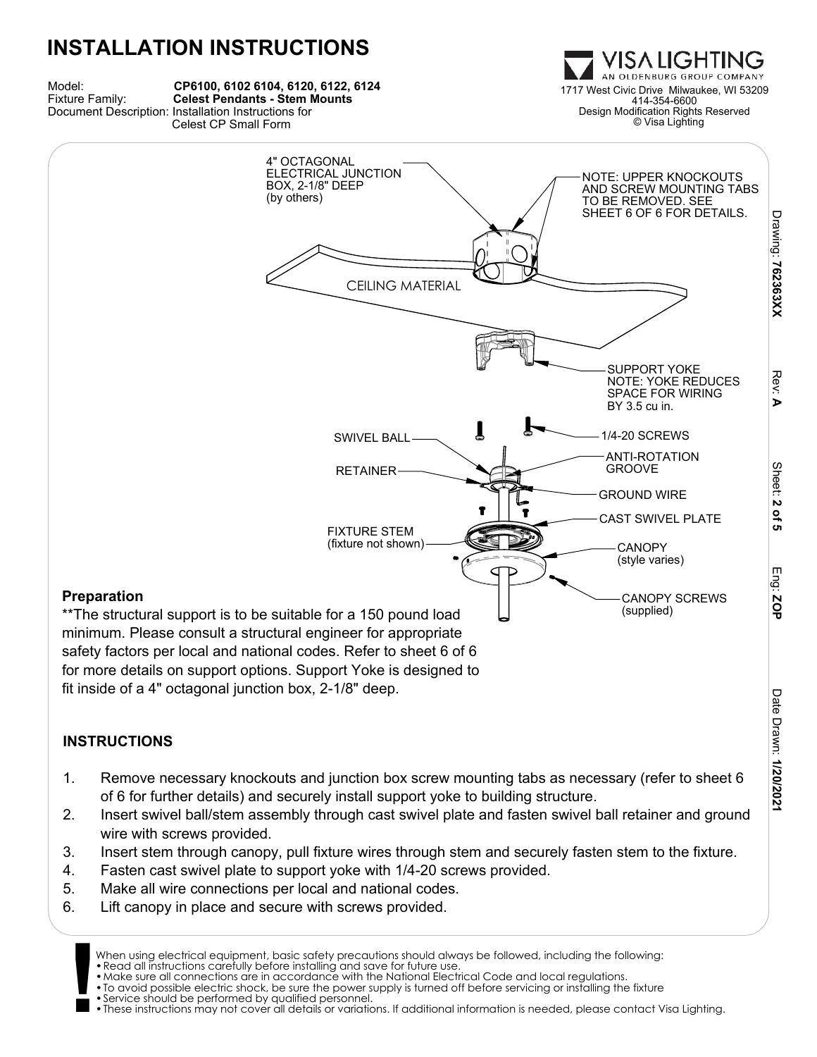# INSTALLATION INSTRUCTIONS

Model: **CP6100, 6102 6104, 6120, 6122, 6124**
Fixture Family: **Celest Pendants - Stem Mounts**
Document Description: Installation Instructions for Celest CP Small Form

VISA LIGHTING
AN OLDENBURG GROUP COMPANY
1717 West Civic Drive Milwaukee, WI 53209
414-354-6600
Design Modification Rights Reserved
© Visa Lighting

Drawing: **76236XX** Rev: **A** Sheet: **2 of 5** Eng: **ZOP** Date Drawn: **1/20/2021**

4" OCTAGONAL ELECTRICAL JUNCTION BOX, 2-1/8" DEEP (by others)

NOTE: UPPER KNOCKOUTS AND SCREW MOUNTING TABS TO BE REMOVED. SEE SHEET 6 OF 6 FOR DETAILS.

CEILING MATERIAL

SUPPORT YOKE
NOTE: YOKE REDUCES SPACE FOR WIRING BY 3.5 cu in.

SWIVEL BALL

1/4-20 SCREWS

ANTI-ROTATION GROOVE

RETAINER

GROUND WIRE

CAST SWIVEL PLATE

FIXTURE STEM (fixture not shown)

CANOPY (style varies)

CANOPY SCREWS (supplied)

### Preparation

**The structural support is to be suitable for a 150 pound load minimum. Please consult a structural engineer for appropriate safety factors per local and national codes. Refer to sheet 6 of 6 for more details on support options. Support Yoke is designed to fit inside of a 4" octagonal junction box, 2-1/8" deep.

### INSTRUCTIONS

1. Remove necessary knockouts and junction box screw mounting tabs as necessary (refer to sheet 6 of 6 for further details) and securely install support yoke to building structure.
2. Insert swivel ball/stem assembly through cast swivel plate and fasten swivel ball retainer and ground wire with screws provided.
3. Insert stem through canopy, pull fixture wires through stem and securely fasten stem to the fixture.
4. Fasten cast swivel plate to support yoke with 1/4-20 screws provided.
5. Make all wire connections per local and national codes.
6. Lift canopy in place and secure with screws provided.

**!** When using electrical equipment, basic safety precautions should always be followed, including the following:

- Read all instructions carefully before installing and save for future use.
- Make sure all connections are in accordance with the National Electrical Code and local regulations.
- To avoid possible electric shock, be sure the power supply is turned off before servicing or installing the fixture
- Service should be performed by qualified personnel.
- These instructions may not cover all details or variations. If additional information is needed, please contact Visa Lighting.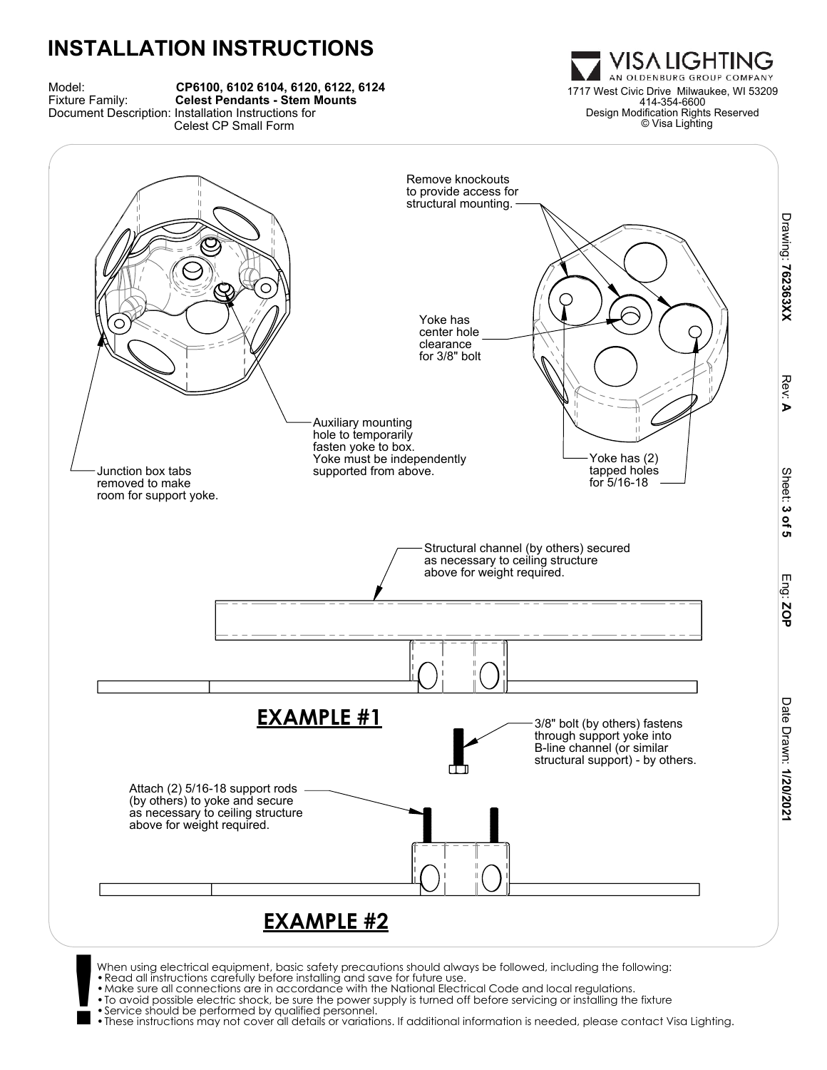# INSTALLATION INSTRUCTIONS

Model: **CP6100, 6102 6104, 6120, 6122, 6124**
Fixture Family: **Celest Pendants - Stem Mounts**
Document Description: Installation Instructions for Celest CP Small Form

VISA LIGHTING
AN OLDENBURG GROUP COMPANY
1717 West Civic Drive Milwaukee, WI 53209
414-354-6600
Design Modification Rights Reserved
© Visa Lighting

Drawing: **76236XX** Rev: **A** Eng: **ZOP** Date Drawn: **1/20/2021**

Remove knockouts to provide access for structural mounting.

Yoke has center hole clearance for 3/8" bolt

Auxiliary mounting hole to temporarily fasten yoke to box. Yoke must be independently supported from above.

Junction box tabs removed to make room for support yoke.

Yoke has (2) tapped holes for 5/16-18

Structural channel (by others) secured as necessary to ceiling structure above for weight required.

## EXAMPLE #1

3/8" bolt (by others) fastens through support yoke into B-line channel (or similar structural support) - by others.

Attach (2) 5/16-18 support rods (by others) to yoke and secure as necessary to ceiling structure above for weight required.

## EXAMPLE #2

When using electrical equipment, basic safety precautions should always be followed, including the following:

- Read all instructions carefully before installing and save for future use.
- Make sure all connections are in accordance with the National Electrical Code and local regulations.
- To avoid possible electric shock, be sure the power supply is turned off before servicing or installing the fixture
- Service should be performed by qualified personnel.
- These instructions may not cover all details or variations. If additional information is needed, please contact Visa Lighting.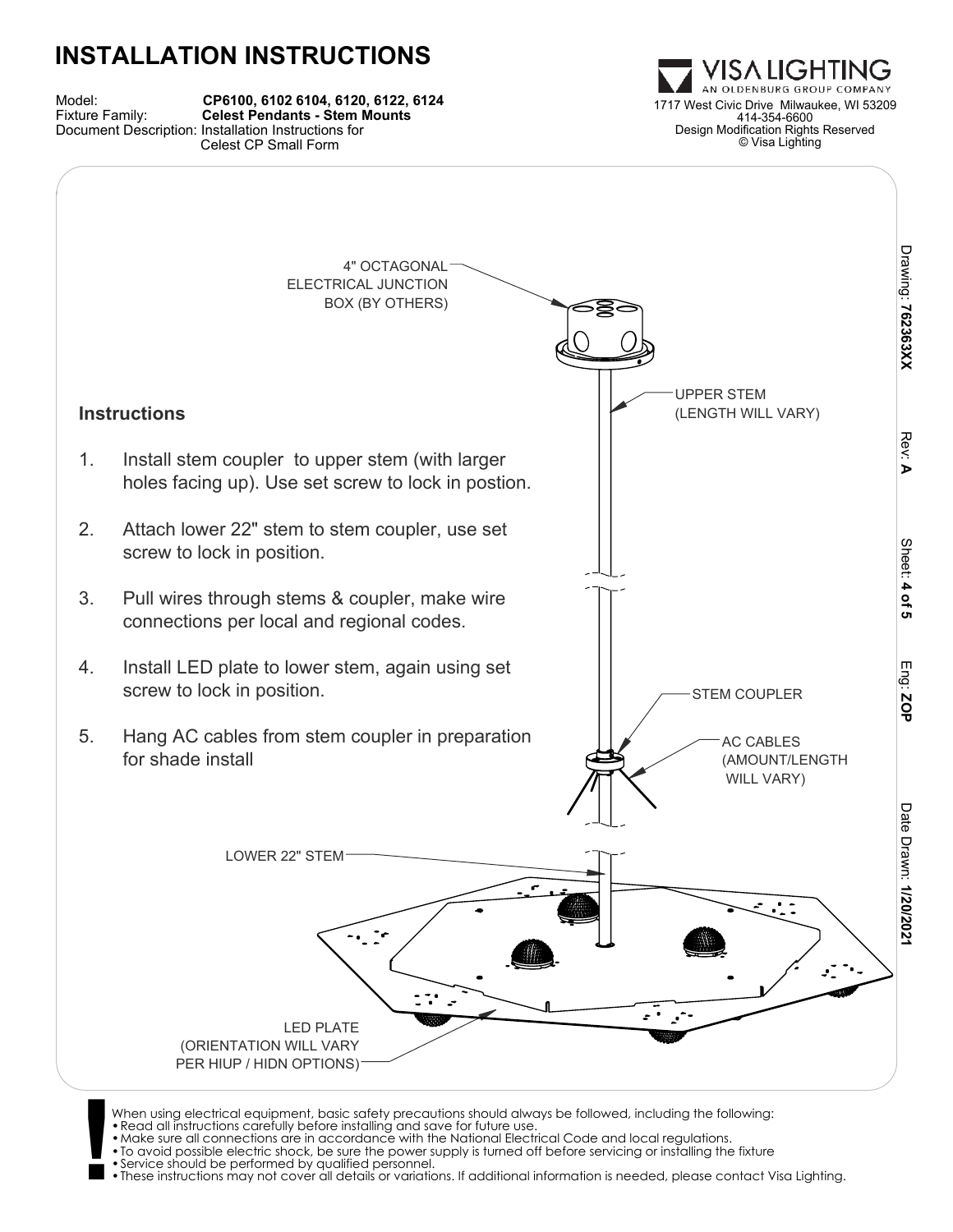# INSTALLATION INSTRUCTIONS

Model: **CP6100, 6102 6104, 6120, 6122, 6124**
Fixture Family: **Celest Pendants - Stem Mounts**
Document Description: Installation Instructions for Celest CP Small Form

VISA LIGHTING
AN OLDENBURG GROUP COMPANY
1717 West Civic Drive Milwaukee, WI 53209
414-354-6600
Design Modification Rights Reserved
© Visa Lighting

Drawing: **762363XX** Rev: **A** Sheet: **4 of 5** Eng: **ZOP** Date Drawn: **1/20/2021**

4" OCTAGONAL ELECTRICAL JUNCTION BOX (BY OTHERS)

UPPER STEM (LENGTH WILL VARY)

STEM COUPLER

AC CABLES (AMOUNT/LENGTH WILL VARY)

LOWER 22" STEM

LED PLATE (ORIENTATION WILL VARY PER HIUP / HIDN OPTIONS)

## Instructions

1. Install stem coupler to upper stem (with larger holes facing up). Use set screw to lock in postion.
2. Attach lower 22" stem to stem coupler, use set screw to lock in position.
3. Pull wires through stems & coupler, make wire connections per local and regional codes.
4. Install LED plate to lower stem, again using set screw to lock in position.
5. Hang AC cables from stem coupler in preparation for shade install

**!** When using electrical equipment, basic safety precautions should always be followed, including the following:

- Read all instructions carefully before installing and save for future use.
- Make sure all connections are in accordance with the National Electrical Code and local regulations.
- To avoid possible electric shock, be sure the power supply is turned off before servicing or installing the fixture
- Service should be performed by qualified personnel.
- These instructions may not cover all details or variations. If additional information is needed, please contact Visa Lighting.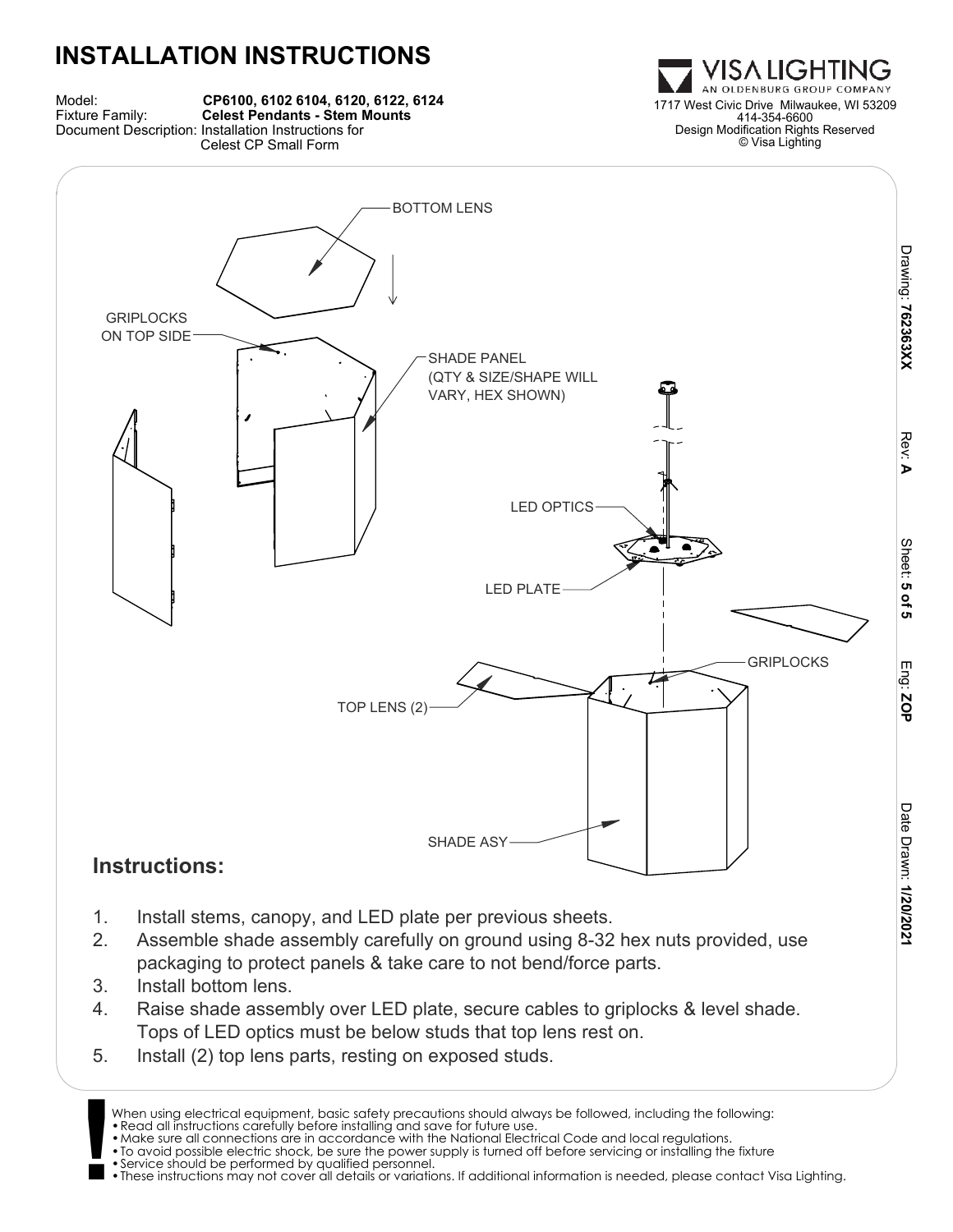# INSTALLATION INSTRUCTIONS

Model: **CP6100, 6102 6104, 6120, 6122, 6124**
Fixture Family: **Celest Pendants - Stem Mounts**
Document Description: Installation Instructions for Celest CP Small Form

VISA LIGHTING
AN OLDENBURG GROUP COMPANY
1717 West Civic Drive Milwaukee, WI 53209
414-354-6600
Design Modification Rights Reserved
© Visa Lighting

BOTTOM LENS

GRIPLOCKS ON TOP SIDE

SHADE PANEL (QTY & SIZE/SHAPE WILL VARY, HEX SHOWN)

LED OPTICS

LED PLATE

GRIPLOCKS

TOP LENS (2)

SHADE ASY

Drawing: **76236XX** Rev: **A** Sheet: **5 of 5** Eng: **ZOP** Date Drawn: **1/20/2021**

## Instructions:

1. Install stems, canopy, and LED plate per previous sheets.
2. Assemble shade assembly carefully on ground using 8-32 hex nuts provided, use packaging to protect panels & take care to not bend/force parts.
3. Install bottom lens.
4. Raise shade assembly over LED plate, secure cables to griplocks & level shade. Tops of LED optics must be below studs that top lens rest on.
5. Install (2) top lens parts, resting on exposed studs.

When using electrical equipment, basic safety precautions should always be followed, including the following:

- Read all instructions carefully before installing and save for future use.
- Make sure all connections are in accordance with the National Electrical Code and local regulations.
- To avoid possible electric shock, be sure the power supply is turned off before servicing or installing the fixture
- Service should be performed by qualified personnel.
- These instructions may not cover all details or variations. If additional information is needed, please contact Visa Lighting.